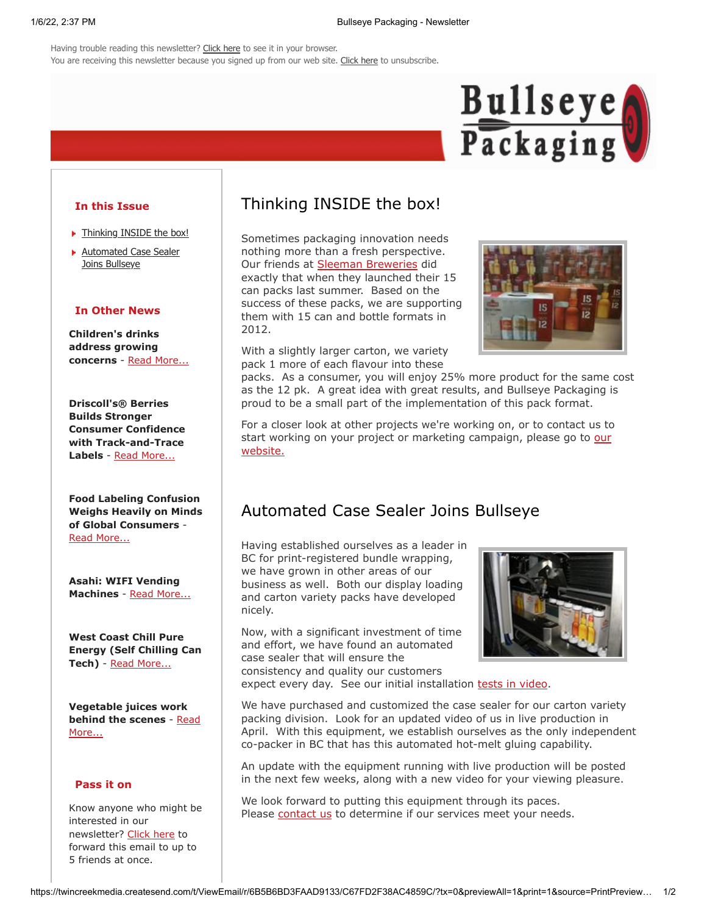Having trouble reading this newsletter? Click here to see it in your browser.
You are receiving this newsletter because you signed up from our web site. Click here to unsubscribe.

**Bullseye Packaging**

## In this Issue

- Thinking INSIDE the box!
- Automated Case Sealer Joins Bullseye

## In Other News

**Children's drinks address growing concerns** - Read More...

**Driscoll's® Berries Builds Stronger Consumer Confidence with Track-and-Trace Labels** - Read More...

**Food Labeling Confusion Weighs Heavily on Minds of Global Consumers** - Read More...

**Asahi: WIFI Vending Machines** - Read More...

**West Coast Chill Pure Energy (Self Chilling Can Tech)** - Read More...

**Vegetable juices work behind the scenes** - Read More...

## Pass it on

Know anyone who might be interested in our newsletter? Click here to forward this email to up to 5 friends at once.

# Thinking INSIDE the box!

Sometimes packaging innovation needs nothing more than a fresh perspective. Our friends at Sleeman Breweries did exactly that when they launched their 15 can packs last summer. Based on the success of these packs, we are supporting them with 15 can and bottle formats in 2012.

With a slightly larger carton, we variety pack 1 more of each flavour into these packs. As a consumer, you will enjoy 25% more product for the same cost as the 12 pk. A great idea with great results, and Bullseye Packaging is proud to be a small part of the implementation of this pack format.

For a closer look at other projects we're working on, or to contact us to start working on your project or marketing campaign, please go to our website.

# Automated Case Sealer Joins Bullseye

Having established ourselves as a leader in BC for print-registered bundle wrapping, we have grown in other areas of our business as well. Both our display loading and carton variety packs have developed nicely.

Now, with a significant investment of time and effort, we have found an automated case sealer that will ensure the consistency and quality our customers expect every day. See our initial installation tests in video.

We have purchased and customized the case sealer for our carton variety packing division. Look for an updated video of us in live production in April. With this equipment, we establish ourselves as the only independent co-packer in BC that has this automated hot-melt gluing capability.

An update with the equipment running with live production will be posted in the next few weeks, along with a new video for your viewing pleasure.

We look forward to putting this equipment through its paces.
Please contact us to determine if our services meet your needs.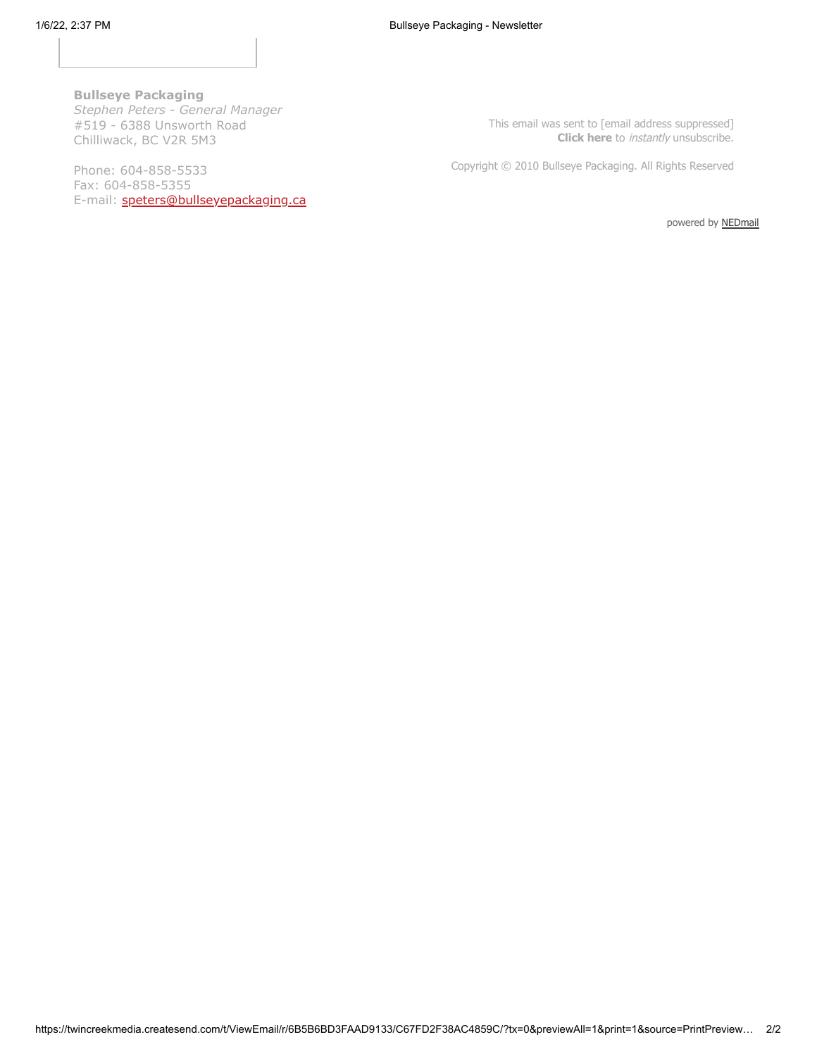**Bullseye Packaging**
*Stephen Peters - General Manager*
#519 - 6388 Unsworth Road
Chilliwack, BC V2R 5M3

Phone: 604-858-5533
Fax: 604-858-5355
E-mail: speters@bullseyepackaging.ca

This email was sent to [email address suppressed]
**Click here** to *instantly* unsubscribe.

Copyright © 2010 Bullseye Packaging. All Rights Reserved

powered by NEDmail